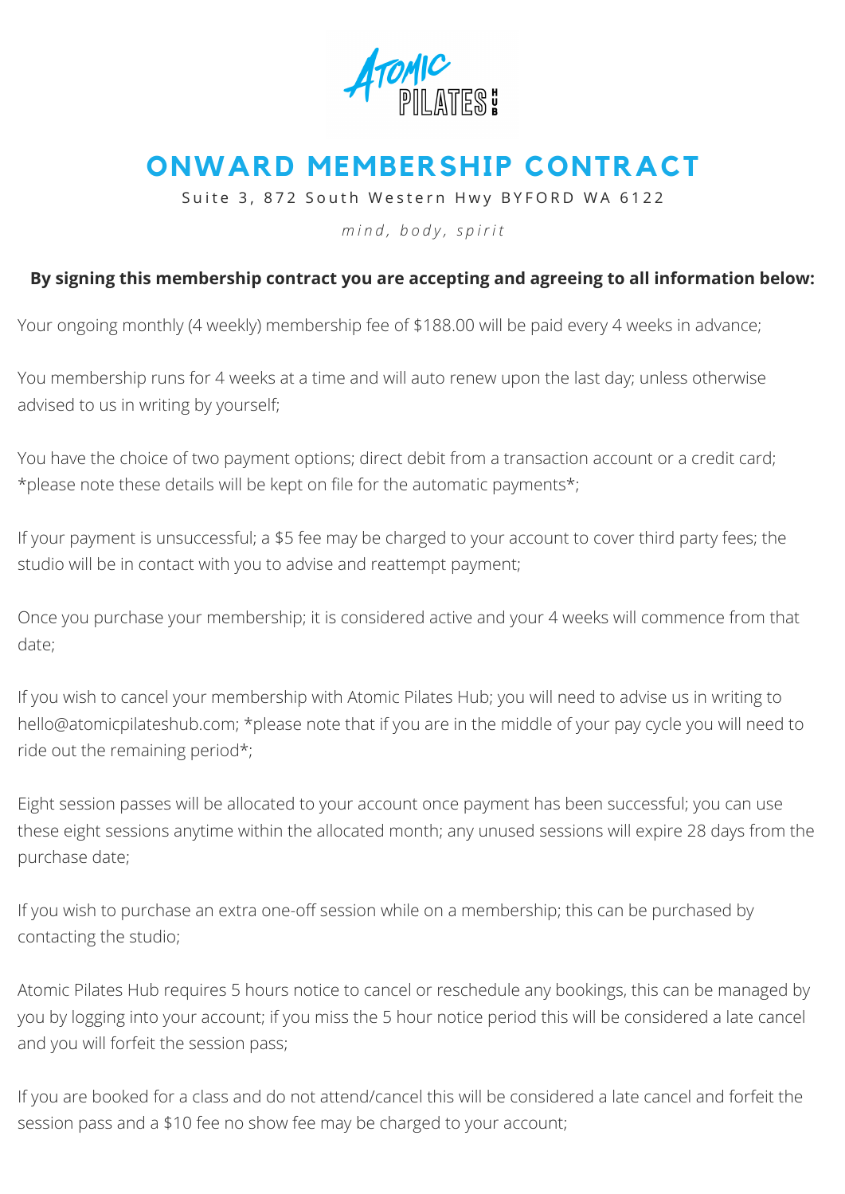# ONWARD MEMBERSHIP CONTRACT

Suite 3, 872 South Western Hwy BYFORD WA 6122

*mind, body, spirit*

**By signing this membership contract you are accepting and agreeing to all information below:**

Your ongoing monthly (4 weekly) membership fee of $188.00 will be paid every 4 weeks in advance;

You membership runs for 4 weeks at a time and will auto renew upon the last day; unless otherwise advised to us in writing by yourself;

You have the choice of two payment options; direct debit from a transaction account or a credit card; *please note these details will be kept on file for the automatic payments*;

If your payment is unsuccessful; a $5 fee may be charged to your account to cover third party fees; the studio will be in contact with you to advise and reattempt payment;

Once you purchase your membership; it is considered active and your 4 weeks will commence from that date;

If you wish to cancel your membership with Atomic Pilates Hub; you will need to advise us in writing to hello@atomicpilateshub.com; *please note that if you are in the middle of your pay cycle you will need to ride out the remaining period*;

Eight session passes will be allocated to your account once payment has been successful; you can use these eight sessions anytime within the allocated month; any unused sessions will expire 28 days from the purchase date;

If you wish to purchase an extra one-off session while on a membership; this can be purchased by contacting the studio;

Atomic Pilates Hub requires 5 hours notice to cancel or reschedule any bookings, this can be managed by you by logging into your account; if you miss the 5 hour notice period this will be considered a late cancel and you will forfeit the session pass;

If you are booked for a class and do not attend/cancel this will be considered a late cancel and forfeit the session pass and a $10 fee no show fee may be charged to your account;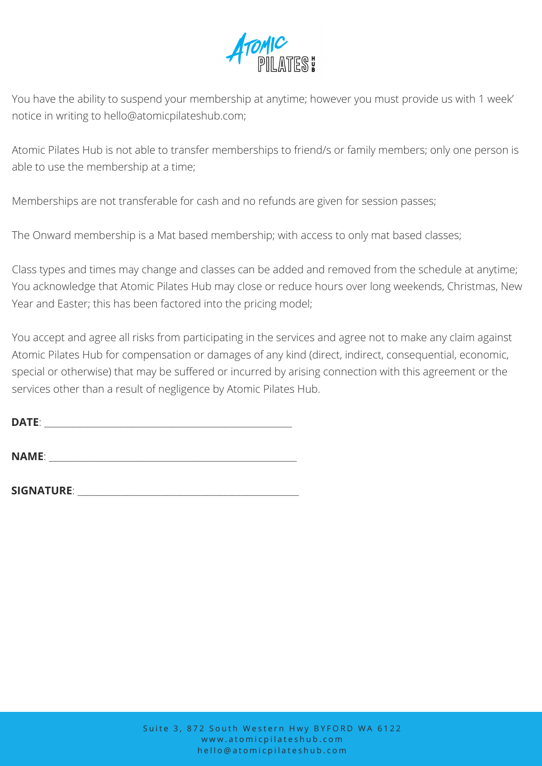You have the ability to suspend your membership at anytime; however you must provide us with 1 week' notice in writing to hello@atomicpilateshub.com;

Atomic Pilates Hub is not able to transfer memberships to friend/s or family members; only one person is able to use the membership at a time;

Memberships are not transferable for cash and no refunds are given for session passes;

The Onward membership is a Mat based membership; with access to only mat based classes;

Class types and times may change and classes can be added and removed from the schedule at anytime; You acknowledge that Atomic Pilates Hub may close or reduce hours over long weekends, Christmas, New Year and Easter; this has been factored into the pricing model;

You accept and agree all risks from participating in the services and agree not to make any claim against Atomic Pilates Hub for compensation or damages of any kind (direct, indirect, consequential, economic, special or otherwise) that may be suffered or incurred by arising connection with this agreement or the services other than a result of negligence by Atomic Pilates Hub.

**DATE**: ___________________________________________

**NAME**: ___________________________________________

**SIGNATURE**: ______________________________________

Suite 3, 872 South Western Hwy BYFORD WA 6122
www.atomicpilateshub.com
hello@atomicpilateshub.com